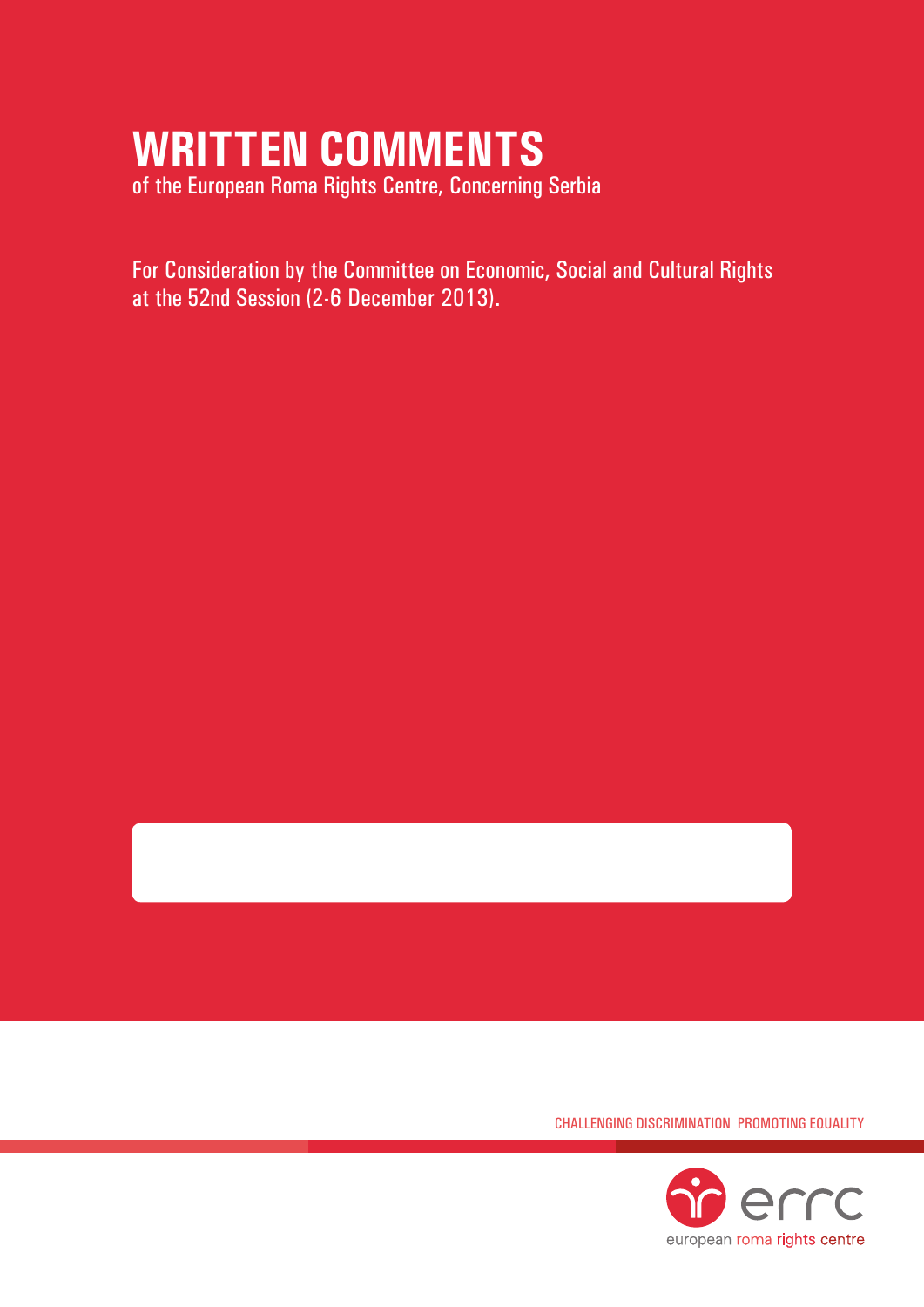# WRITTEN COMMENTS

of the European Roma Rights Centre, Concerning Serbia

For Consideration by the Committee on Economic, Social and Cultural Rights at the 52nd Session (2-6 December 2013).

CHALLENGING DISCRIMINATION PROMOTING EQUALITY

errc

european roma rights centre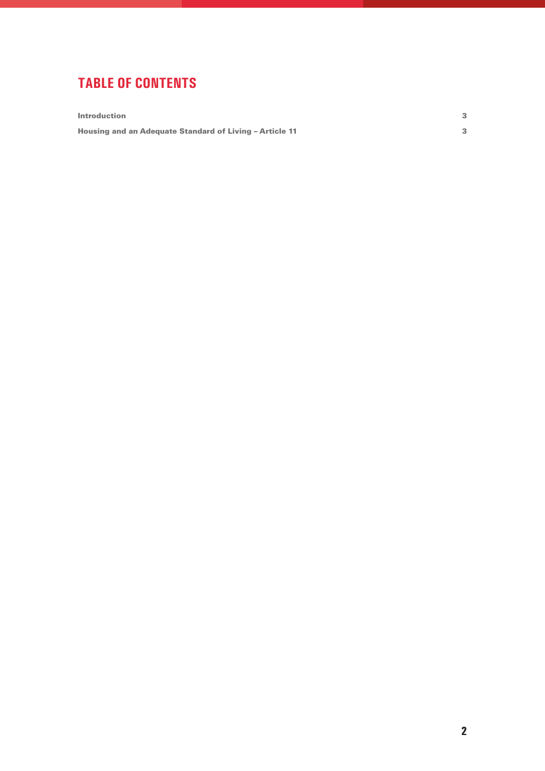# TABLE OF CONTENTS

| | |
|---|---|
| **Introduction** | **3** |
| **Housing and an Adequate Standard of Living – Article 11** | **3** |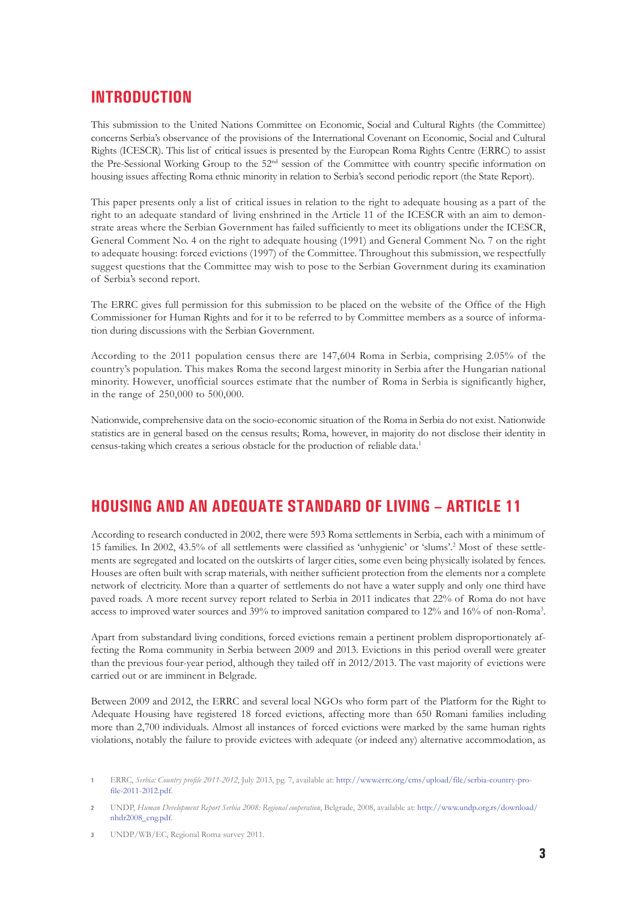## INTRODUCTION

This submission to the United Nations Committee on Economic, Social and Cultural Rights (the Committee) concerns Serbia's observance of the provisions of the International Covenant on Economic, Social and Cultural Rights (ICESCR). This list of critical issues is presented by the European Roma Rights Centre (ERRC) to assist the Pre-Sessional Working Group to the 52nd session of the Committee with country specific information on housing issues affecting Roma ethnic minority in relation to Serbia's second periodic report (the State Report).

This paper presents only a list of critical issues in relation to the right to adequate housing as a part of the right to an adequate standard of living enshrined in the Article 11 of the ICESCR with an aim to demonstrate areas where the Serbian Government has failed sufficiently to meet its obligations under the ICESCR, General Comment No. 4 on the right to adequate housing (1991) and General Comment No. 7 on the right to adequate housing: forced evictions (1997) of the Committee. Throughout this submission, we respectfully suggest questions that the Committee may wish to pose to the Serbian Government during its examination of Serbia's second report.

The ERRC gives full permission for this submission to be placed on the website of the Office of the High Commissioner for Human Rights and for it to be referred to by Committee members as a source of information during discussions with the Serbian Government.

According to the 2011 population census there are 147,604 Roma in Serbia, comprising 2.05% of the country's population. This makes Roma the second largest minority in Serbia after the Hungarian national minority. However, unofficial sources estimate that the number of Roma in Serbia is significantly higher, in the range of 250,000 to 500,000.

Nationwide, comprehensive data on the socio-economic situation of the Roma in Serbia do not exist. Nationwide statistics are in general based on the census results; Roma, however, in majority do not disclose their identity in census-taking which creates a serious obstacle for the production of reliable data.[1]

## HOUSING AND AN ADEQUATE STANDARD OF LIVING – ARTICLE 11

According to research conducted in 2002, there were 593 Roma settlements in Serbia, each with a minimum of 15 families. In 2002, 43.5% of all settlements were classified as 'unhygienic' or 'slums'.[2] Most of these settlements are segregated and located on the outskirts of larger cities, some even being physically isolated by fences. Houses are often built with scrap materials, with neither sufficient protection from the elements nor a complete network of electricity. More than a quarter of settlements do not have a water supply and only one third have paved roads. A more recent survey report related to Serbia in 2011 indicates that 22% of Roma do not have access to improved water sources and 39% to improved sanitation compared to 12% and 16% of non-Roma[3].

Apart from substandard living conditions, forced evictions remain a pertinent problem disproportionately affecting the Roma community in Serbia between 2009 and 2013. Evictions in this period overall were greater than the previous four-year period, although they tailed off in 2012/2013. The vast majority of evictions were carried out or are imminent in Belgrade.

Between 2009 and 2012, the ERRC and several local NGOs who form part of the Platform for the Right to Adequate Housing have registered 18 forced evictions, affecting more than 650 Romani families including more than 2,700 individuals. Almost all instances of forced evictions were marked by the same human rights violations, notably the failure to provide evictees with adequate (or indeed any) alternative accommodation, as

1 ERRC, *Serbia: Country profile 2011-2012*, July 2013, pg. 7, available at: http://www.errc.org/cms/upload/file/serbia-country-profile-2011-2012.pdf.

2 UNDP, *Human Development Report Serbia 2008: Regional cooperation*, Belgrade, 2008, available at: http://www.undp.org.rs/download/nhdr2008_eng.pdf.

3 UNDP/WB/EC, Regional Roma survey 2011.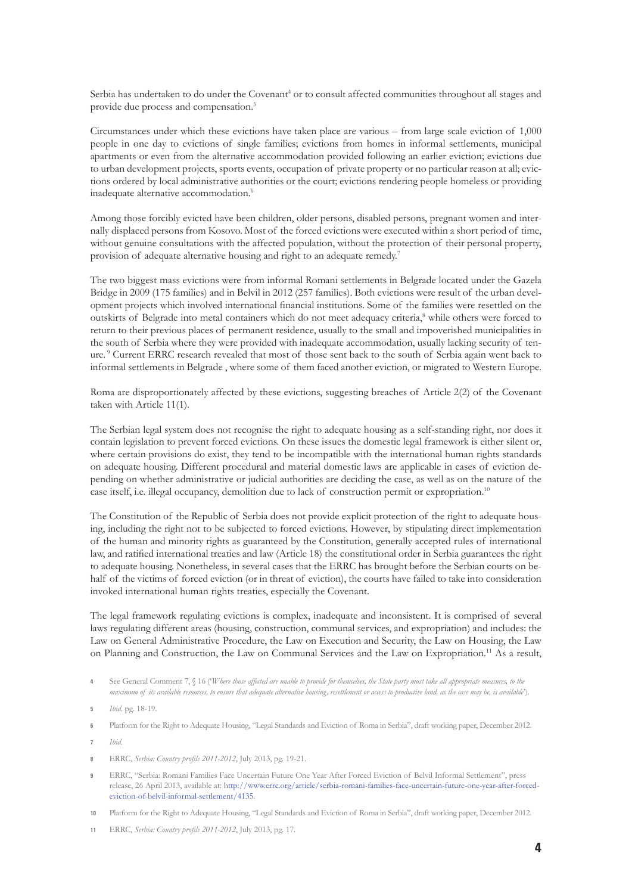Serbia has undertaken to do under the Covenant[4] or to consult affected communities throughout all stages and provide due process and compensation.[5]

Circumstances under which these evictions have taken place are various – from large scale eviction of 1,000 people in one day to evictions of single families; evictions from homes in informal settlements, municipal apartments or even from the alternative accommodation provided following an earlier eviction; evictions due to urban development projects, sports events, occupation of private property or no particular reason at all; evictions ordered by local administrative authorities or the court; evictions rendering people homeless or providing inadequate alternative accommodation.[6]

Among those forcibly evicted have been children, older persons, disabled persons, pregnant women and internally displaced persons from Kosovo. Most of the forced evictions were executed within a short period of time, without genuine consultations with the affected population, without the protection of their personal property, provision of adequate alternative housing and right to an adequate remedy.[7]

The two biggest mass evictions were from informal Romani settlements in Belgrade located under the Gazela Bridge in 2009 (175 families) and in Belvil in 2012 (257 families). Both evictions were result of the urban development projects which involved international financial institutions. Some of the families were resettled on the outskirts of Belgrade into metal containers which do not meet adequacy criteria,[8] while others were forced to return to their previous places of permanent residence, usually to the small and impoverished municipalities in the south of Serbia where they were provided with inadequate accommodation, usually lacking security of tenure.[9] Current ERRC research revealed that most of those sent back to the south of Serbia again went back to informal settlements in Belgrade , where some of them faced another eviction, or migrated to Western Europe.

Roma are disproportionately affected by these evictions, suggesting breaches of Article 2(2) of the Covenant taken with Article 11(1).

The Serbian legal system does not recognise the right to adequate housing as a self-standing right, nor does it contain legislation to prevent forced evictions. On these issues the domestic legal framework is either silent or, where certain provisions do exist, they tend to be incompatible with the international human rights standards on adequate housing. Different procedural and material domestic laws are applicable in cases of eviction depending on whether administrative or judicial authorities are deciding the case, as well as on the nature of the case itself, i.e. illegal occupancy, demolition due to lack of construction permit or expropriation.[10]

The Constitution of the Republic of Serbia does not provide explicit protection of the right to adequate housing, including the right not to be subjected to forced evictions. However, by stipulating direct implementation of the human and minority rights as guaranteed by the Constitution, generally accepted rules of international law, and ratified international treaties and law (Article 18) the constitutional order in Serbia guarantees the right to adequate housing. Nonetheless, in several cases that the ERRC has brought before the Serbian courts on behalf of the victims of forced eviction (or in threat of eviction), the courts have failed to take into consideration invoked international human rights treaties, especially the Covenant.

The legal framework regulating evictions is complex, inadequate and inconsistent. It is comprised of several laws regulating different areas (housing, construction, communal services, and expropriation) and includes: the Law on General Administrative Procedure, the Law on Execution and Security, the Law on Housing, the Law on Planning and Construction, the Law on Communal Services and the Law on Expropriation.[11] As a result,

---

4 See General Comment 7, § 16 ('*Where those affected are unable to provide for themselves, the State party must take all appropriate measures, to the maximum of its available resources, to ensure that adequate alternative housing, resettlement or access to productive land, as the case may be, is available*').

5 *Ibid.* pg. 18-19.

6 Platform for the Right to Adequate Housing, "Legal Standards and Eviction of Roma in Serbia", draft working paper, December 2012.

7 *Ibid.*

8 ERRC, *Serbia: Country profile 2011-2012*, July 2013, pg. 19-21.

9 ERRC, "Serbia: Romani Families Face Uncertain Future One Year After Forced Eviction of Belvil Informal Settlement", press release, 26 April 2013, available at: http://www.errc.org/article/serbia-romani-families-face-uncertain-future-one-year-after-forced-eviction-of-belvil-informal-settlement/4135.

10 Platform for the Right to Adequate Housing, "Legal Standards and Eviction of Roma in Serbia", draft working paper, December 2012.

11 ERRC, *Serbia: Country profile 2011-2012*, July 2013, pg. 17.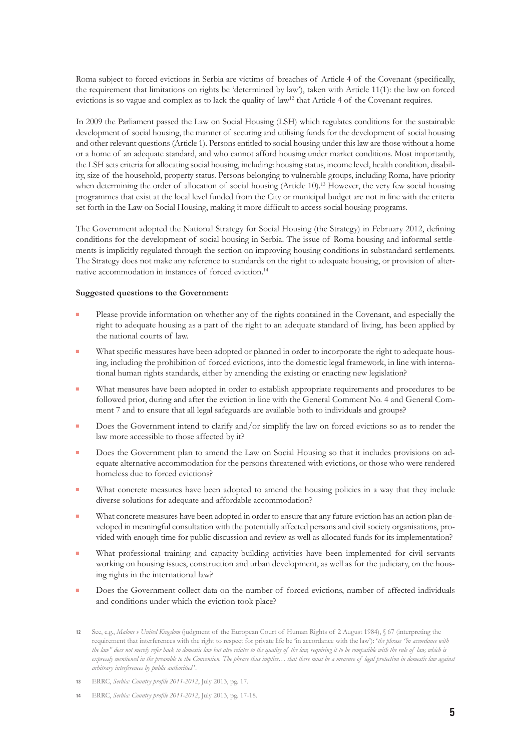Roma subject to forced evictions in Serbia are victims of breaches of Article 4 of the Covenant (specifically, the requirement that limitations on rights be 'determined by law'), taken with Article 11(1): the law on forced evictions is so vague and complex as to lack the quality of law[12] that Article 4 of the Covenant requires.

In 2009 the Parliament passed the Law on Social Housing (LSH) which regulates conditions for the sustainable development of social housing, the manner of securing and utilising funds for the development of social housing and other relevant questions (Article 1). Persons entitled to social housing under this law are those without a home or a home of an adequate standard, and who cannot afford housing under market conditions. Most importantly, the LSH sets criteria for allocating social housing, including: housing status, income level, health condition, disability, size of the household, property status. Persons belonging to vulnerable groups, including Roma, have priority when determining the order of allocation of social housing (Article 10).[13] However, the very few social housing programmes that exist at the local level funded from the City or municipal budget are not in line with the criteria set forth in the Law on Social Housing, making it more difficult to access social housing programs.

The Government adopted the National Strategy for Social Housing (the Strategy) in February 2012, defining conditions for the development of social housing in Serbia. The issue of Roma housing and informal settlements is implicitly regulated through the section on improving housing conditions in substandard settlements. The Strategy does not make any reference to standards on the right to adequate housing, or provision of alternative accommodation in instances of forced eviction.[14]

**Suggested questions to the Government:**

- Please provide information on whether any of the rights contained in the Covenant, and especially the right to adequate housing as a part of the right to an adequate standard of living, has been applied by the national courts of law.
- What specific measures have been adopted or planned in order to incorporate the right to adequate housing, including the prohibition of forced evictions, into the domestic legal framework, in line with international human rights standards, either by amending the existing or enacting new legislation?
- What measures have been adopted in order to establish appropriate requirements and procedures to be followed prior, during and after the eviction in line with the General Comment No. 4 and General Comment 7 and to ensure that all legal safeguards are available both to individuals and groups?
- Does the Government intend to clarify and/or simplify the law on forced evictions so as to render the law more accessible to those affected by it?
- Does the Government plan to amend the Law on Social Housing so that it includes provisions on adequate alternative accommodation for the persons threatened with evictions, or those who were rendered homeless due to forced evictions?
- What concrete measures have been adopted to amend the housing policies in a way that they include diverse solutions for adequate and affordable accommodation?
- What concrete measures have been adopted in order to ensure that any future eviction has an action plan developed in meaningful consultation with the potentially affected persons and civil society organisations, provided with enough time for public discussion and review as well as allocated funds for its implementation?
- What professional training and capacity-building activities have been implemented for civil servants working on housing issues, construction and urban development, as well as for the judiciary, on the housing rights in the international law?
- Does the Government collect data on the number of forced evictions, number of affected individuals and conditions under which the eviction took place?

12 See, e.g., *Malone v United Kingdom* (judgment of the European Court of Human Rights of 2 August 1984), § 67 (interpreting the requirement that interferences with the right to respect for private life be 'in accordance with the law'): '*the phrase "in accordance with the law" does not merely refer back to domestic law but also relates to the quality of the law, requiring it to be compatible with the rule of law, which is expressly mentioned in the preamble to the Convention. The phrase thus implies… that there must be a measure of legal protection in domestic law against arbitrary interferences by public authorities*'.

13 ERRC, *Serbia: Country profile 2011-2012*, July 2013, pg. 17.

14 ERRC, *Serbia: Country profile 2011-2012*, July 2013, pg. 17-18.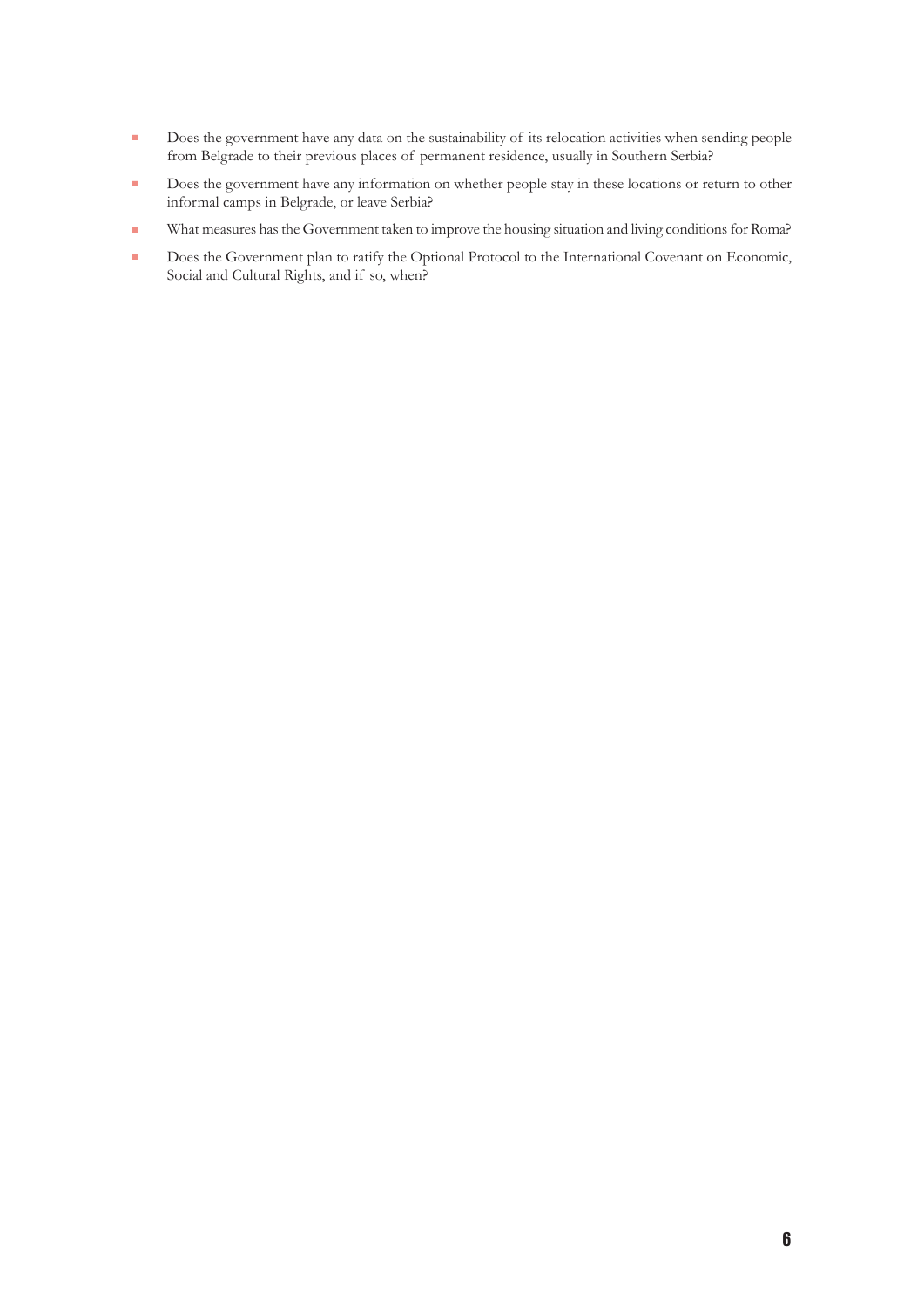- Does the government have any data on the sustainability of its relocation activities when sending people from Belgrade to their previous places of permanent residence, usually in Southern Serbia?
- Does the government have any information on whether people stay in these locations or return to other informal camps in Belgrade, or leave Serbia?
- What measures has the Government taken to improve the housing situation and living conditions for Roma?
- Does the Government plan to ratify the Optional Protocol to the International Covenant on Economic, Social and Cultural Rights, and if so, when?